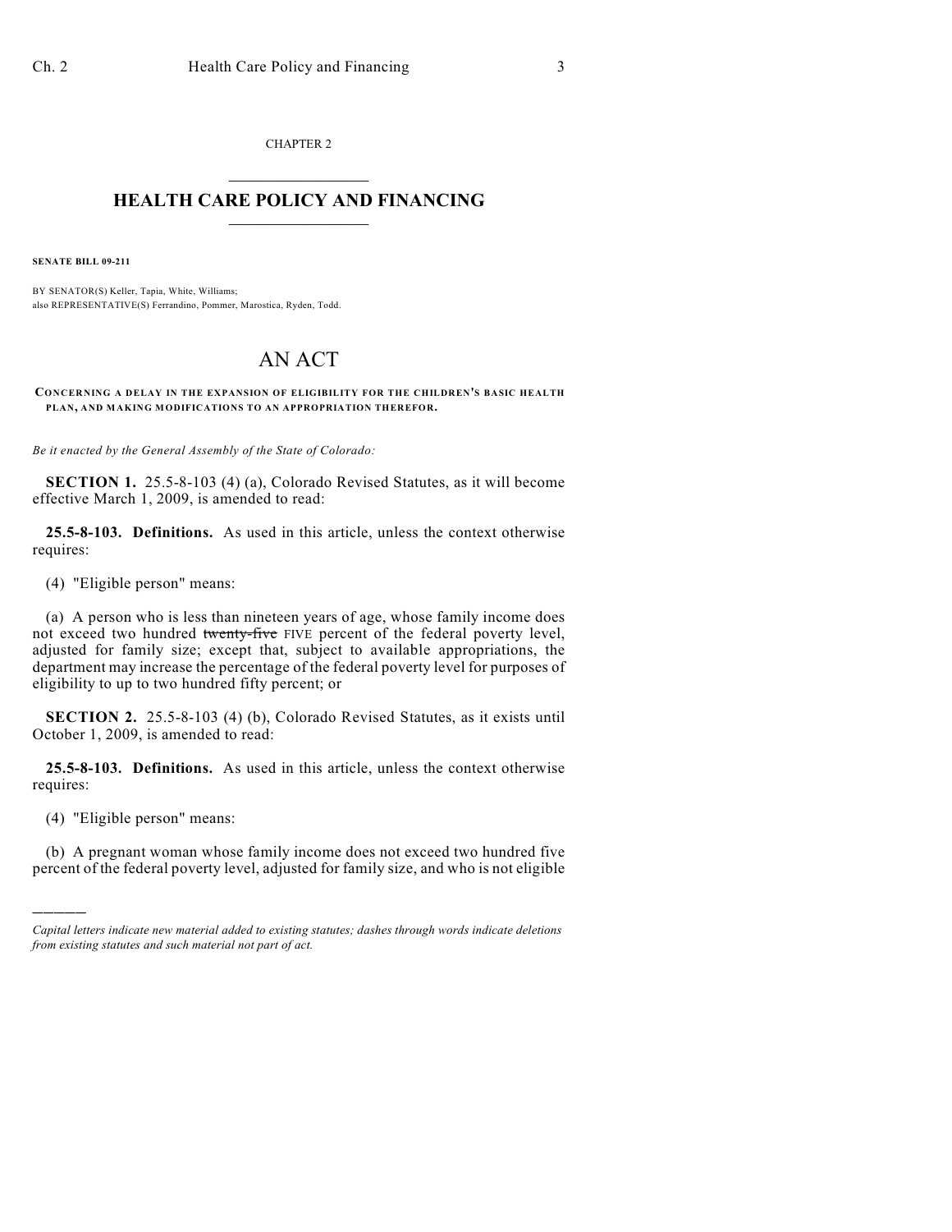CHAPTER 2

# HEALTH CARE POLICY AND FINANCING

**SENATE BILL 09-211**

BY SENATOR(S) Keller, Tapia, White, Williams;
also REPRESENTATIVE(S) Ferrandino, Pommer, Marostica, Ryden, Todd.

# AN ACT

**CONCERNING A DELAY IN THE EXPANSION OF ELIGIBILITY FOR THE CHILDREN'S BASIC HEALTH PLAN, AND MAKING MODIFICATIONS TO AN APPROPRIATION THEREFOR.**

*Be it enacted by the General Assembly of the State of Colorado:*

**SECTION 1.** 25.5-8-103 (4) (a), Colorado Revised Statutes, as it will become effective March 1, 2009, is amended to read:

**25.5-8-103. Definitions.** As used in this article, unless the context otherwise requires:

(4) "Eligible person" means:

(a) A person who is less than nineteen years of age, whose family income does not exceed two hundred ~~twenty-five~~ FIVE percent of the federal poverty level, adjusted for family size; except that, subject to available appropriations, the department may increase the percentage of the federal poverty level for purposes of eligibility to up to two hundred fifty percent; or

**SECTION 2.** 25.5-8-103 (4) (b), Colorado Revised Statutes, as it exists until October 1, 2009, is amended to read:

**25.5-8-103. Definitions.** As used in this article, unless the context otherwise requires:

(4) "Eligible person" means:

(b) A pregnant woman whose family income does not exceed two hundred five percent of the federal poverty level, adjusted for family size, and who is not eligible

---

*Capital letters indicate new material added to existing statutes; dashes through words indicate deletions from existing statutes and such material not part of act.*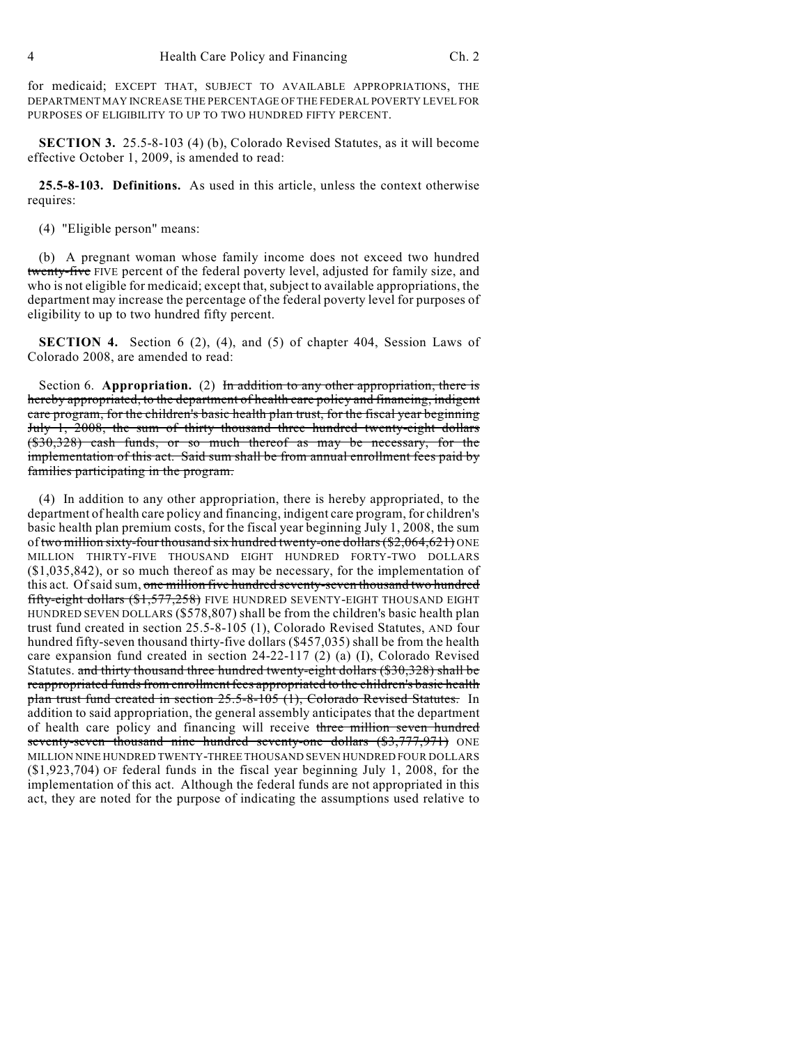for medicaid; EXCEPT THAT, SUBJECT TO AVAILABLE APPROPRIATIONS, THE DEPARTMENT MAY INCREASE THE PERCENTAGE OF THE FEDERAL POVERTY LEVEL FOR PURPOSES OF ELIGIBILITY TO UP TO TWO HUNDRED FIFTY PERCENT.

**SECTION 3.** 25.5-8-103 (4) (b), Colorado Revised Statutes, as it will become effective October 1, 2009, is amended to read:

**25.5-8-103. Definitions.** As used in this article, unless the context otherwise requires:

(4) "Eligible person" means:

(b) A pregnant woman whose family income does not exceed two hundred ~~twenty-five~~ FIVE percent of the federal poverty level, adjusted for family size, and who is not eligible for medicaid; except that, subject to available appropriations, the department may increase the percentage of the federal poverty level for purposes of eligibility to up to two hundred fifty percent.

**SECTION 4.** Section 6 (2), (4), and (5) of chapter 404, Session Laws of Colorado 2008, are amended to read:

Section 6. **Appropriation.** (2) ~~In addition to any other appropriation, there is hereby appropriated, to the department of health care policy and financing, indigent care program, for the children's basic health plan trust, for the fiscal year beginning July 1, 2008, the sum of thirty thousand three hundred twenty-eight dollars ($30,328) cash funds, or so much thereof as may be necessary, for the implementation of this act. Said sum shall be from annual enrollment fees paid by families participating in the program.~~

(4) In addition to any other appropriation, there is hereby appropriated, to the department of health care policy and financing, indigent care program, for children's basic health plan premium costs, for the fiscal year beginning July 1, 2008, the sum of ~~two million sixty-four thousand six hundred twenty-one dollars ($2,064,621)~~ ONE MILLION THIRTY-FIVE THOUSAND EIGHT HUNDRED FORTY-TWO DOLLARS ($1,035,842), or so much thereof as may be necessary, for the implementation of this act. Of said sum, ~~one million five hundred seventy-seven thousand two hundred fifty-eight dollars ($1,577,258)~~ FIVE HUNDRED SEVENTY-EIGHT THOUSAND EIGHT HUNDRED SEVEN DOLLARS ($578,807) shall be from the children's basic health plan trust fund created in section 25.5-8-105 (1), Colorado Revised Statutes, AND four hundred fifty-seven thousand thirty-five dollars ($457,035) shall be from the health care expansion fund created in section 24-22-117 (2) (a) (I), Colorado Revised Statutes. ~~and thirty thousand three hundred twenty-eight dollars ($30,328) shall be reappropriated funds from enrollment fees appropriated to the children's basic health plan trust fund created in section 25.5-8-105 (1), Colorado Revised Statutes.~~ In addition to said appropriation, the general assembly anticipates that the department of health care policy and financing will receive ~~three million seven hundred seventy-seven thousand nine hundred seventy-one dollars ($3,777,971)~~ ONE MILLION NINE HUNDRED TWENTY-THREE THOUSAND SEVEN HUNDRED FOUR DOLLARS ($1,923,704) OF federal funds in the fiscal year beginning July 1, 2008, for the implementation of this act. Although the federal funds are not appropriated in this act, they are noted for the purpose of indicating the assumptions used relative to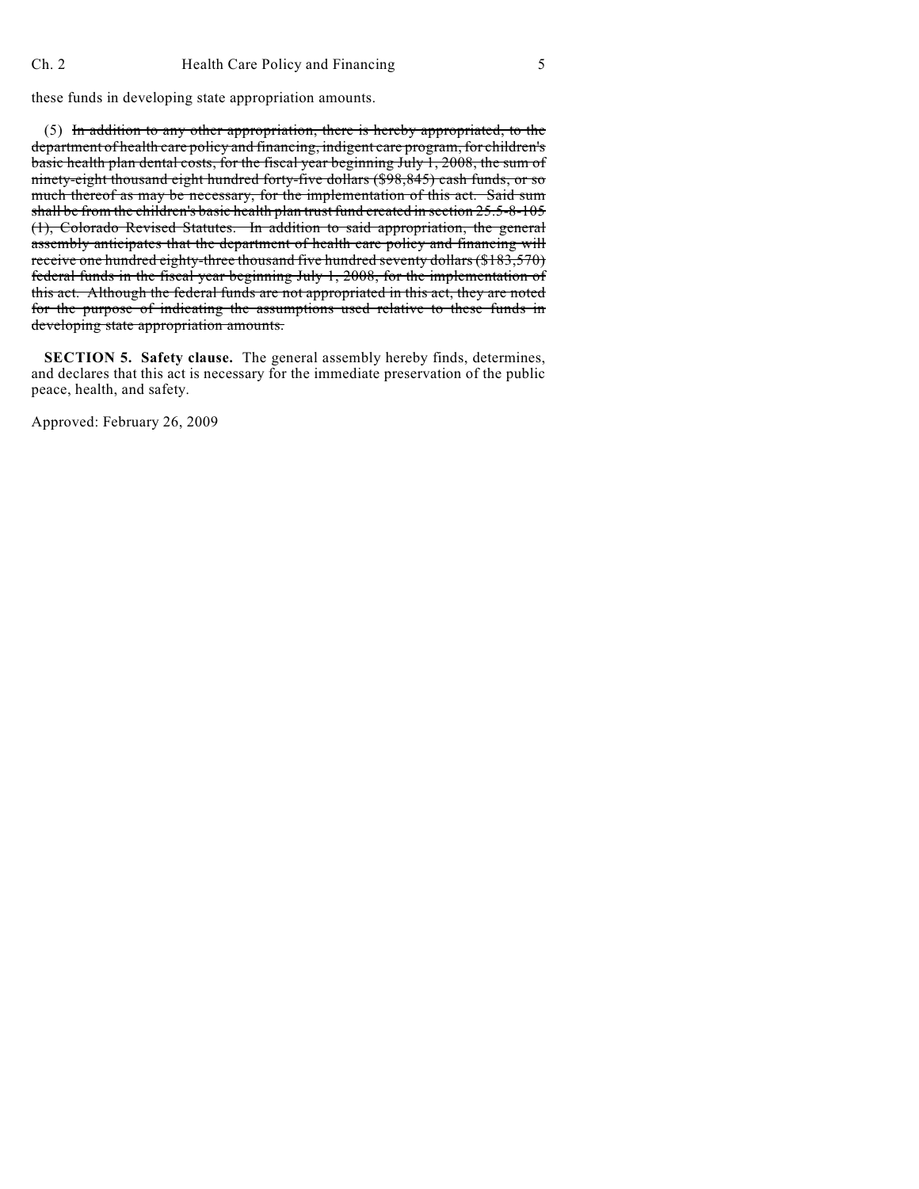these funds in developing state appropriation amounts.

(5) ~~In addition to any other appropriation, there is hereby appropriated, to the department of health care policy and financing, indigent care program, for children's basic health plan dental costs, for the fiscal year beginning July 1, 2008, the sum of ninety-eight thousand eight hundred forty-five dollars ($98,845) cash funds, or so much thereof as may be necessary, for the implementation of this act. Said sum shall be from the children's basic health plan trust fund created in section 25.5-8-105 (1), Colorado Revised Statutes. In addition to said appropriation, the general assembly anticipates that the department of health care policy and financing will receive one hundred eighty-three thousand five hundred seventy dollars ($183,570) federal funds in the fiscal year beginning July 1, 2008, for the implementation of this act. Although the federal funds are not appropriated in this act, they are noted for the purpose of indicating the assumptions used relative to these funds in developing state appropriation amounts.~~

**SECTION 5. Safety clause.** The general assembly hereby finds, determines, and declares that this act is necessary for the immediate preservation of the public peace, health, and safety.

Approved: February 26, 2009